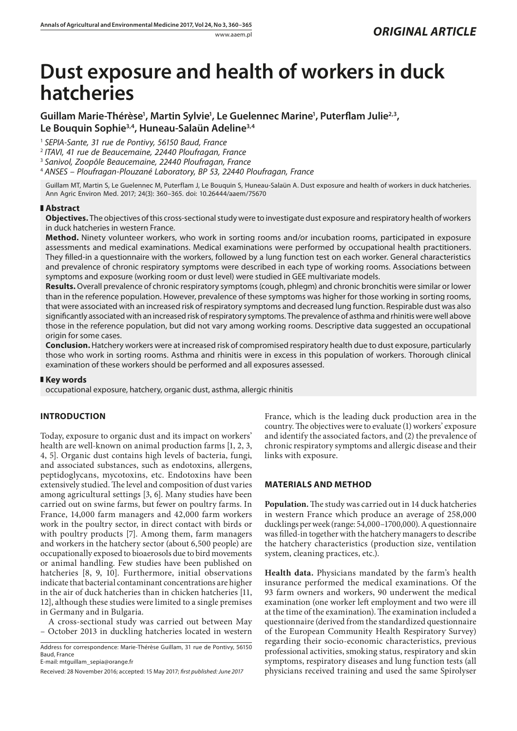*ORIGINAL ARTICLE*

# Dust exposure and health of workers in duck hatcheries

**Guillam Marie-Thérèse[1], Martin Sylvie[1], Le Guelennec Marine[1], Puterflam Julie[2,3], Le Bouquin Sophie[3,4], Huneau-Salaün Adeline[3,4]**

[1] *SEPIA-Sante, 31 rue de Pontivy, 56150 Baud, France*
[2] *ITAVI, 41 rue de Beaucemaine, 22440 Ploufragan, France*
[3] *Sanivol, Zoopôle Beaucemaine, 22440 Ploufragan, France*
[4] *ANSES – Ploufragan-Plouzané Laboratory, BP 53, 22440 Ploufragan, France*

Guillam MT, Martin S, Le Guelennec M, Puterflam J, Le Bouquin S, Huneau-Salaün A. Dust exposure and health of workers in duck hatcheries. Ann Agric Environ Med. 2017; 24(3): 360–365. doi: 10.26444/aaem/75670

## Abstract

**Objectives.** The objectives of this cross-sectional study were to investigate dust exposure and respiratory health of workers in duck hatcheries in western France.

**Method.** Ninety volunteer workers, who work in sorting rooms and/or incubation rooms, participated in exposure assessments and medical examinations. Medical examinations were performed by occupational health practitioners. They filled-in a questionnaire with the workers, followed by a lung function test on each worker. General characteristics and prevalence of chronic respiratory symptoms were described in each type of working rooms. Associations between symptoms and exposure (working room or dust level) were studied in GEE multivariate models.

**Results.** Overall prevalence of chronic respiratory symptoms (cough, phlegm) and chronic bronchitis were similar or lower than in the reference population. However, prevalence of these symptoms was higher for those working in sorting rooms, that were associated with an increased risk of respiratory symptoms and decreased lung function. Respirable dust was also significantly associated with an increased risk of respiratory symptoms. The prevalence of asthma and rhinitis were well above those in the reference population, but did not vary among working rooms. Descriptive data suggested an occupational origin for some cases.

**Conclusion.** Hatchery workers were at increased risk of compromised respiratory health due to dust exposure, particularly those who work in sorting rooms. Asthma and rhinitis were in excess in this population of workers. Thorough clinical examination of these workers should be performed and all exposures assessed.

## Key words

occupational exposure, hatchery, organic dust, asthma, allergic rhinitis

## INTRODUCTION

Today, exposure to organic dust and its impact on workers' health are well-known on animal production farms [1, 2, 3, 4, 5]. Organic dust contains high levels of bacteria, fungi, and associated substances, such as endotoxins, allergens, peptidoglycans, mycotoxins, etc. Endotoxins have been extensively studied. The level and composition of dust varies among agricultural settings [3, 6]. Many studies have been carried out on swine farms, but fewer on poultry farms. In France, 14,000 farm managers and 42,000 farm workers work in the poultry sector, in direct contact with birds or with poultry products [7]. Among them, farm managers and workers in the hatchery sector (about 6,500 people) are occupationally exposed to bioaerosols due to bird movements or animal handling. Few studies have been published on hatcheries [8, 9, 10]. Furthermore, initial observations indicate that bacterial contaminant concentrations are higher in the air of duck hatcheries than in chicken hatcheries [11, 12], although these studies were limited to a single premises in Germany and in Bulgaria.

A cross-sectional study was carried out between May – October 2013 in duckling hatcheries located in western France, which is the leading duck production area in the country. The objectives were to evaluate (1) workers' exposure and identify the associated factors, and (2) the prevalence of chronic respiratory symptoms and allergic disease and their links with exposure.

Address for correspondence: Marie-Thérèse Guillam, 31 rue de Pontivy, 56150 Baud, France
E-mail: mtguillam_sepia@orange.fr

Received: 28 November 2016; accepted: 15 May 2017; *first published: June 2017*

## MATERIALS AND METHOD

**Population.** The study was carried out in 14 duck hatcheries in western France which produce an average of 258,000 ducklings per week (range: 54,000–1700,000). A questionnaire was filled-in together with the hatchery managers to describe the hatchery characteristics (production size, ventilation system, cleaning practices, etc.).

**Health data.** Physicians mandated by the farm's health insurance performed the medical examinations. Of the 93 farm owners and workers, 90 underwent the medical examination (one worker left employment and two were ill at the time of the examination). The examination included a questionnaire (derived from the standardized questionnaire of the European Community Health Respiratory Survey) regarding their socio-economic characteristics, previous professional activities, smoking status, respiratory and skin symptoms, respiratory diseases and lung function tests (all physicians received training and used the same Spirolyser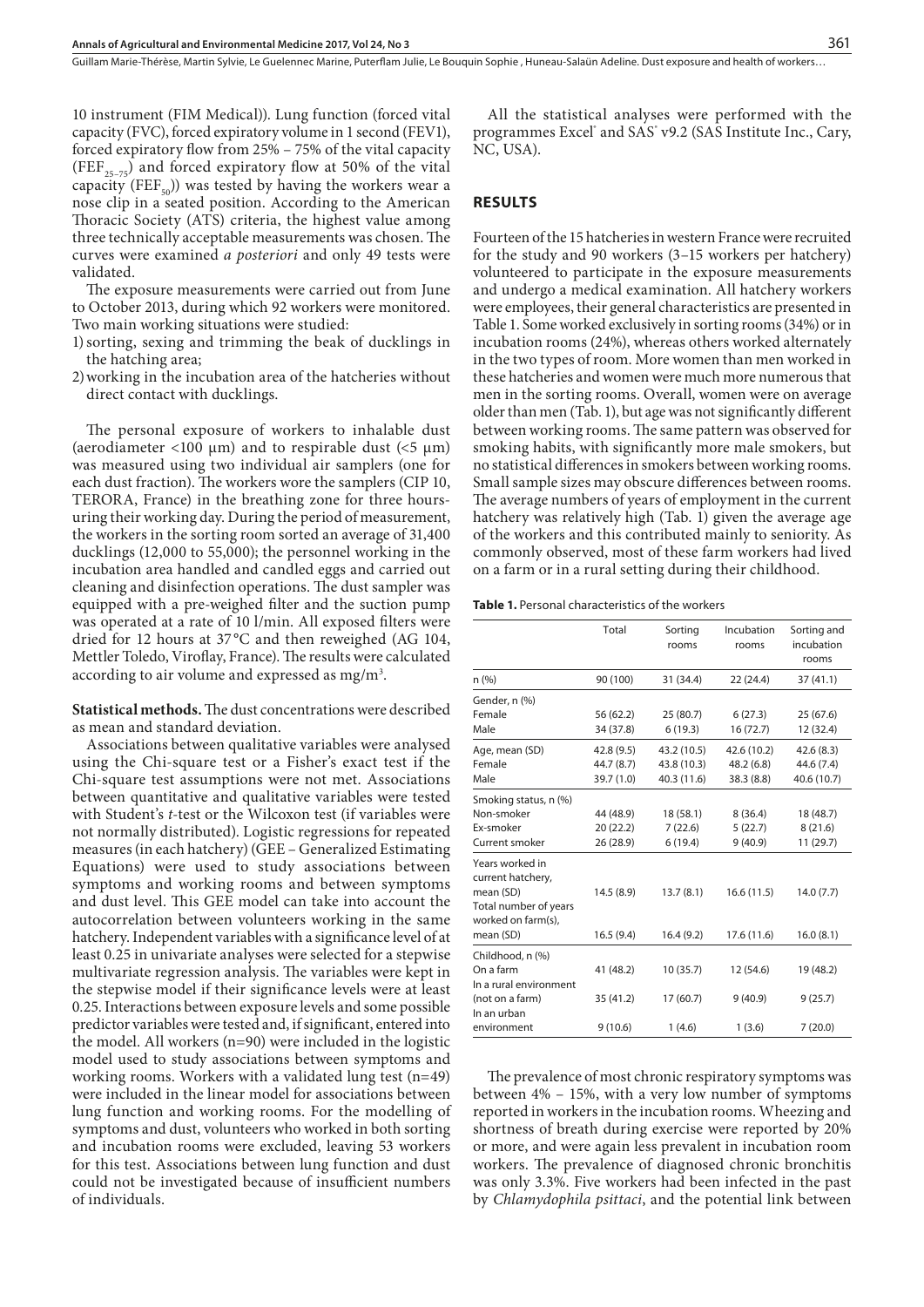10 instrument (FIM Medical)). Lung function (forced vital capacity (FVC), forced expiratory volume in 1 second (FEV1), forced expiratory flow from 25% – 75% of the vital capacity ($FEF_{25-75}$) and forced expiratory flow at 50% of the vital capacity ($FEF_{50}$)) was tested by having the workers wear a nose clip in a seated position. According to the American Thoracic Society (ATS) criteria, the highest value among three technically acceptable measurements was chosen. The curves were examined *a posteriori* and only 49 tests were validated.

The exposure measurements were carried out from June to October 2013, during which 92 workers were monitored. Two main working situations were studied:

1) sorting, sexing and trimming the beak of ducklings in the hatching area;
2) working in the incubation area of the hatcheries without direct contact with ducklings.

The personal exposure of workers to inhalable dust (aerodiameter <100 µm) and to respirable dust (<5 µm) was measured using two individual air samplers (one for each dust fraction). The workers wore the samplers (CIP 10, TERORA, France) in the breathing zone for three hours uring their working day. During the period of measurement, the workers in the sorting room sorted an average of 31,400 ducklings (12,000 to 55,000); the personnel working in the incubation area handled and candled eggs and carried out cleaning and disinfection operations. The dust sampler was equipped with a pre-weighed filter and the suction pump was operated at a rate of 10 l/min. All exposed filters were dried for 12 hours at 37 °C and then reweighed (AG 104, Mettler Toledo, Viroflay, France). The results were calculated according to air volume and expressed as $mg/m^3$.

**Statistical methods.** The dust concentrations were described as mean and standard deviation.

Associations between qualitative variables were analysed using the Chi-square test or a Fisher's exact test if the Chi-square test assumptions were not met. Associations between quantitative and qualitative variables were tested with Student's *t*-test or the Wilcoxon test (if variables were not normally distributed). Logistic regressions for repeated measures (in each hatchery) (GEE – Generalized Estimating Equations) were used to study associations between symptoms and working rooms and between symptoms and dust level. This GEE model can take into account the autocorrelation between volunteers working in the same hatchery. Independent variables with a significance level of at least 0.25 in univariate analyses were selected for a stepwise multivariate regression analysis. The variables were kept in the stepwise model if their significance levels were at least 0.25. Interactions between exposure levels and some possible predictor variables were tested and, if significant, entered into the model. All workers (n=90) were included in the logistic model used to study associations between symptoms and working rooms. Workers with a validated lung test (n=49) were included in the linear model for associations between lung function and working rooms. For the modelling of symptoms and dust, volunteers who worked in both sorting and incubation rooms were excluded, leaving 53 workers for this test. Associations between lung function and dust could not be investigated because of insufficient numbers of individuals.

All the statistical analyses were performed with the programmes Excel® and SAS® v9.2 (SAS Institute Inc., Cary, NC, USA).

## RESULTS

Fourteen of the 15 hatcheries in western France were recruited for the study and 90 workers (3–15 workers per hatchery) volunteered to participate in the exposure measurements and undergo a medical examination. All hatchery workers were employees, their general characteristics are presented in Table 1. Some worked exclusively in sorting rooms (34%) or in incubation rooms (24%), whereas others worked alternately in the two types of room. More women than men worked in these hatcheries and women were much more numerous that men in the sorting rooms. Overall, women were on average older than men (Tab. 1), but age was not significantly different between working rooms. The same pattern was observed for smoking habits, with significantly more male smokers, but no statistical differences in smokers between working rooms. Small sample sizes may obscure differences between rooms. The average numbers of years of employment in the current hatchery was relatively high (Tab. 1) given the average age of the workers and this contributed mainly to seniority. As commonly observed, most of these farm workers had lived on a farm or in a rural setting during their childhood.

**Table 1.** Personal characteristics of the workers

| | Total | Sorting rooms | Incubation rooms | Sorting and incubation rooms |
|---|---|---|---|---|
| n (%) | 90 (100) | 31 (34.4) | 22 (24.4) | 37 (41.1) |
| Gender, n (%) | | | | |
| Female | 56 (62.2) | 25 (80.7) | 6 (27.3) | 25 (67.6) |
| Male | 34 (37.8) | 6 (19.3) | 16 (72.7) | 12 (32.4) |
| Age, mean (SD) | 42.8 (9.5) | 43.2 (10.5) | 42.6 (10.2) | 42.6 (8.3) |
| Female | 44.7 (8.7) | 43.8 (10.3) | 48.2 (6.8) | 44.6 (7.4) |
| Male | 39.7 (1.0) | 40.3 (11.6) | 38.3 (8.8) | 40.6 (10.7) |
| Smoking status, n (%) | | | | |
| Non-smoker | 44 (48.9) | 18 (58.1) | 8 (36.4) | 18 (48.7) |
| Ex-smoker | 20 (22.2) | 7 (22.6) | 5 (22.7) | 8 (21.6) |
| Current smoker | 26 (28.9) | 6 (19.4) | 9 (40.9) | 11 (29.7) |
| Years worked in current hatchery, mean (SD) | 14.5 (8.9) | 13.7 (8.1) | 16.6 (11.5) | 14.0 (7.7) |
| Total number of years worked on farm(s), mean (SD) | 16.5 (9.4) | 16.4 (9.2) | 17.6 (11.6) | 16.0 (8.1) |
| Childhood, n (%) | | | | |
| On a farm | 41 (48.2) | 10 (35.7) | 12 (54.6) | 19 (48.2) |
| In a rural environment (not on a farm) | 35 (41.2) | 17 (60.7) | 9 (40.9) | 9 (25.7) |
| In an urban environment | 9 (10.6) | 1 (4.6) | 1 (3.6) | 7 (20.0) |

The prevalence of most chronic respiratory symptoms was between 4% – 15%, with a very low number of symptoms reported in workers in the incubation rooms. Wheezing and shortness of breath during exercise were reported by 20% or more, and were again less prevalent in incubation room workers. The prevalence of diagnosed chronic bronchitis was only 3.3%. Five workers had been infected in the past by *Chlamydophila psittaci*, and the potential link between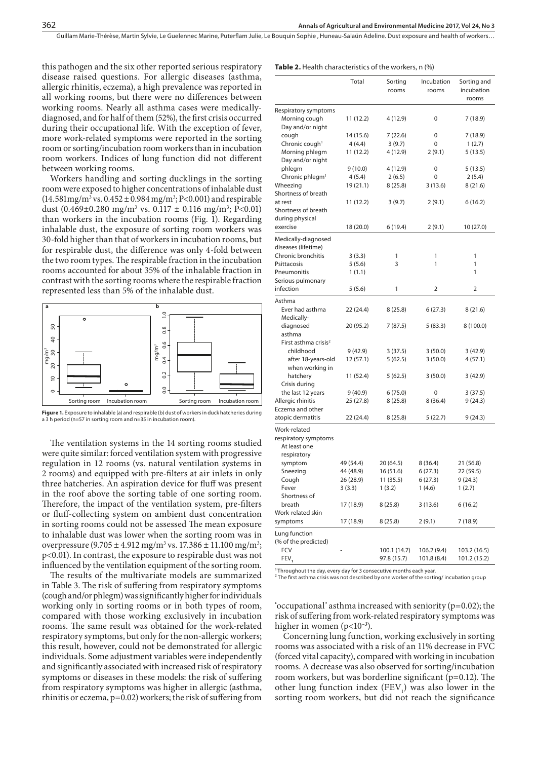this pathogen and the six other reported serious respiratory disease raised questions. For allergic diseases (asthma, allergic rhinitis, eczema), a high prevalence was reported in all working rooms, but there were no differences between working rooms. Nearly all asthma cases were medically-diagnosed, and for half of them (52%), the first crisis occurred during their occupational life. With the exception of fever, more work-related symptoms were reported in the sorting room or sorting/incubation room workers than in incubation room workers. Indices of lung function did not different between working rooms.

Workers handling and sorting ducklings in the sorting room were exposed to higher concentrations of inhalable dust ($14.581 mg/m^3$ vs. $0.452 \pm 0.984 mg/m^3$; P<0.001) and respirable dust ($0.469 \pm 0.280 mg/m^3$ vs. $0.117 \pm 0.116 mg/m^3$; P<0.01) than workers in the incubation rooms (Fig. 1). Regarding inhalable dust, the exposure of sorting room workers was 30-fold higher than that of workers in incubation rooms, but for respirable dust, the difference was only 4-fold between the two room types. The respirable fraction in the incubation rooms accounted for about 35% of the inhalable fraction in contrast with the sorting rooms where the respirable fraction represented less than 5% of the inhalable dust.

a

mg/m³

0
10
20
30
40
50

Sorting room
Incubation room

b

mg/m³

0.0
0.2
0.4
0.6
0.8
1.0

Sorting room
Incubation room

**Figure 1.** Exposure to inhalable (a) and respirable (b) dust of workers in duck hatcheries during a 3 h period (n=57 in sorting room and n=35 in incubation room).

The ventilation systems in the 14 sorting rooms studied were quite similar: forced ventilation system with progressive regulation in 12 rooms (vs. natural ventilation systems in 2 rooms) and equipped with pre-filters at air inlets in only three hatcheries. An aspiration device for fluff was present in the roof above the sorting table of one sorting room. Therefore, the impact of the ventilation system, pre-filters or fluff-collecting system on ambient dust concentration in sorting rooms could not be assessed The mean exposure to inhalable dust was lower when the sorting room was in overpressure ($9.705 \pm 4.912 mg/m^3$ vs. $17.386 \pm 11.100 mg/m^3$; p<0.01). In contrast, the exposure to respirable dust was not influenced by the ventilation equipment of the sorting room.

The results of the multivariate models are summarized in Table 3. The risk of suffering from respiratory symptoms (cough and/or phlegm) was significantly higher for individuals working only in sorting rooms or in both types of room, compared with those working exclusively in incubation rooms. The same result was obtained for the work-related respiratory symptoms, but only for the non-allergic workers; this result, however, could not be demonstrated for allergic individuals. Some adjustment variables were independently and significantly associated with increased risk of respiratory symptoms or diseases in these models: the risk of suffering from respiratory symptoms was higher in allergic (asthma, rhinitis or eczema, p=0.02) workers; the risk of suffering from

**Table 2.** Health characteristics of the workers, n (%)

| | Total | Sorting rooms | Incubation rooms | Sorting and incubation rooms |
|---|---|---|---|---|
| Respiratory symptoms | | | | |
| Morning cough | 11 (12.2) | 4 (12.9) | 0 | 7 (18.9) |
| Day and/or night cough | 14 (15.6) | 7 (22.6) | 0 | 7 (18.9) |
| Chronic cough[1] | 4 (4.4) | 3 (9.7) | 0 | 1 (2.7) |
| Morning phlegm | 11 (12.2) | 4 (12.9) | 2 (9.1) | 5 (13.5) |
| Day and/or night phlegm | 9 (10.0) | 4 (12.9) | 0 | 5 (13.5) |
| Chronic phlegm[1] | 4 (5.4) | 2 (6.5) | 0 | 2 (5.4) |
| Wheezing | 19 (21.1) | 8 (25.8) | 3 (13.6) | 8 (21.6) |
| Shortness of breath at rest | 11 (12.2) | 3 (9.7) | 2 (9.1) | 6 (16.2) |
| Shortness of breath during physical exercise | 18 (20.0) | 6 (19.4) | 2 (9.1) | 10 (27.0) |
| Medically-diagnosed diseases (lifetime) | | | | |
| Chronic bronchitis | 3 (3.3) | 1 | 1 | 1 |
| Psittacosis | 5 (5.6) | 3 | 1 | 1 |
| Pneumonitis | 1 (1.1) | | | 1 |
| Serious pulmonary infection | 5 (5.6) | 1 | 2 | 2 |
| Asthma | | | | |
| Ever had asthma | 22 (24.4) | 8 (25.8) | 6 (27.3) | 8 (21.6) |
| Medically-diagnosed asthma | 20 (95.2) | 7 (87.5) | 5 (83.3) | 8 (100.0) |
| First asthma crisis[2] | | | | |
| childhood | 9 (42.9) | 3 (37.5) | 3 (50.0) | 3 (42.9) |
| after 18-years-old | 12 (57.1) | 5 (62.5) | 3 (50.0) | 4 (57.1) |
| when working in hatchery | 11 (52.4) | 5 (62.5) | 3 (50.0) | 3 (42.9) |
| Crisis during the last 12 years | 9 (40.9) | 6 (75.0) | 0 | 3 (37.5) |
| Allergic rhinitis | 25 (27.8) | 8 (25.8) | 8 (36.4) | 9 (24.3) |
| Eczema and other atopic dermatitis | 22 (24.4) | 8 (25.8) | 5 (22.7) | 9 (24.3) |
| Work-related respiratory symptoms | | | | |
| At least one respiratory symptom | 49 (54.4) | 20 (64.5) | 8 (36.4) | 21 (56.8) |
| Sneezing | 44 (48.9) | 16 (51.6) | 6 (27.3) | 22 (59.5) |
| Cough | 26 (28.9) | 11 (35.5) | 6 (27.3) | 9 (24.3) |
| Fever | 3 (3.3) | 1 (3.2) | 1 (4.6) | 1 (2.7) |
| Shortness of breath | 17 (18.9) | 8 (25.8) | 3 (13.6) | 6 (16.2) |
| Work-related skin symptoms | 17 (18.9) | 8 (25.8) | 2 (9.1) | 7 (18.9) |
| Lung function (% of the predicted) | | | | |
| FCV | - | 100.1 (14.7) | 106.2 (9.4) | 103.2 (16.5) |
| $FEV_1$ | | 97.8 (15.7) | 101.8 (8.4) | 101.2 (15.2) |

[1] Throughout the day, every day for 3 consecutive months each year.
[2] The first asthma crisis was not described by one worker of the sorting/ incubation group

'occupational' asthma increased with seniority (p=0.02); the risk of suffering from work-related respiratory symptoms was higher in women ($p<10^{-3}$).

Concerning lung function, working exclusively in sorting rooms was associated with a risk of an 11% decrease in FVC (forced vital capacity), compared with working in incubation rooms. A decrease was also observed for sorting/incubation room workers, but was borderline significant (p=0.12). The other lung function index ($FEV_1$) was also lower in the sorting room workers, but did not reach the significance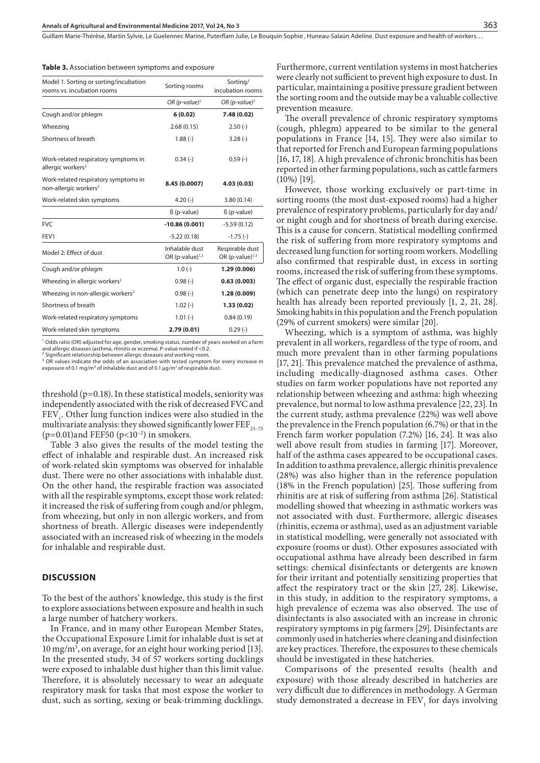**Table 3.** Association between symptoms and exposure

| Model 1. Sorting or sorting/incubation rooms vs. incubation rooms | Sorting rooms | Sorting/ incubation rooms |
|---|---|---|
| | OR (p-value)[1] | OR (p-value)[1] |
| Cough and/or phlegm | **6 (0.02)** | **7.48 (0.02)** |
| Wheezing | 2.68 (0.15) | 2.50 (-) |
| Shortness of breath | 1.88 (-) | 3.28 (-) |
| Work-related respiratory symptoms in allergic workers[2] | 0.34 (-) | 0.59 (-) |
| Work-related respiratory symptoms in non-allergic workers[2] | **8.45 (0.0007)** | **4.03 (0.03)** |
| Work-related skin symptoms | 4.20 (-) | 3.80 (0.14) |
| | ß (p-value) | ß (p-value) |
| FVC | **-10.86 (0.001)** | -5.59 (0.12) |
| FEV1 | -5.22 (0.18) | -1.75 (-) |
| Model 2: Effect of dust | Inhalable dust OR (p-value)[1,3] | Respirable dust OR (p-value)[1,3] |
| Cough and/or phlegm | 1.0 (-) | **1.29 (0.006)** |
| Wheezing in allergic workers[2] | 0.98 (-) | **0.63 (0.003)** |
| Wheezing in non-allergic workers[2] | 0.98 (-) | **1.28 (0.009)** |
| Shortness of breath | 1.02 (-) | **1.33 (0.02)** |
| Work-related respiratory symptoms | 1.01 (-) | 0.84 (0.19) |
| Work-related skin symptoms | **2.79 (0.01)** | 0.29 (-) |

[1] Odds ratio (OR) adjusted for age, gender, smoking status, number of years worked on a farm and allergic diseases (asthma, rhinitis or eczema). P-value noted if <0.2.
[2] Significant relationship between allergic diseases and working room.
[3] OR values indicate the odds of an association with tested symptom for every increase in exposure of 0.1 mg/m³ of inhalable dust and of 0.1 µg/m³ of respirable dust.

threshold ($p=0.18$). In these statistical models, seniority was independently associated with the risk of decreased FVC and $FEV_1$. Other lung function indices were also studied in the multivariate analysis: they showed significantly lower $FEF_{25-75}$ ($p=0.01$)and FEF50 ($p<10^{-2}$) in smokers.

Table 3 also gives the results of the model testing the effect of inhalable and respirable dust. An increased risk of work-related skin symptoms was observed for inhalable dust. There were no other associations with inhalable dust. On the other hand, the respirable fraction was associated with all the respirable symptoms, except those work related: it increased the risk of suffering from cough and/or phlegm, from wheezing, but only in non allergic workers, and from shortness of breath. Allergic diseases were independently associated with an increased risk of wheezing in the models for inhalable and respirable dust.

## DISCUSSION

To the best of the authors' knowledge, this study is the first to explore associations between exposure and health in such a large number of hatchery workers.

In France, and in many other European Member States, the Occupational Exposure Limit for inhalable dust is set at 10 mg/m³, on average, for an eight hour working period [13]. In the presented study, 34 of 57 workers sorting ducklings were exposed to inhalable dust higher than this limit value. Therefore, it is absolutely necessary to wear an adequate respiratory mask for tasks that most expose the worker to dust, such as sorting, sexing or beak-trimming ducklings. Furthermore, current ventilation systems in most hatcheries were clearly not sufficient to prevent high exposure to dust. In particular, maintaining a positive pressure gradient between the sorting room and the outside may be a valuable collective prevention measure.

The overall prevalence of chronic respiratory symptoms (cough, phlegm) appeared to be similar to the general populations in France [14, 15]. They were also similar to that reported for French and European farming populations [16, 17, 18]. A high prevalence of chronic bronchitis has been reported in other farming populations, such as cattle farmers (10%) [19].

However, those working exclusively or part-time in sorting rooms (the most dust-exposed rooms) had a higher prevalence of respiratory problems, particularly for day and/or night cough and for shortness of breath during exercise. This is a cause for concern. Statistical modelling confirmed the risk of suffering from more respiratory symptoms and decreased lung function for sorting room workers. Modelling also confirmed that respirable dust, in excess in sorting rooms, increased the risk of suffering from these symptoms. The effect of organic dust, especially the respirable fraction (which can penetrate deep into the lungs) on respiratory health has already been reported previously [1, 2, 21, 28]. Smoking habits in this population and the French population (29% of current smokers) were similar [20].

Wheezing, which is a symptom of asthma, was highly prevalent in all workers, regardless of the type of room, and much more prevalent than in other farming populations [17, 21]. This prevalence matched the prevalence of asthma, including medically-diagnosed asthma cases. Other studies on farm worker populations have not reported any relationship between wheezing and asthma: high wheezing prevalence, but normal to low asthma prevalence [22, 23]. In the current study, asthma prevalence (22%) was well above the prevalence in the French population (6.7%) or that in the French farm worker population (7.2%) [16, 24]. It was also well above result from studies in farming [17]. Moreover, half of the asthma cases appeared to be occupational cases. In addition to asthma prevalence, allergic rhinitis prevalence (28%) was also higher than in the reference population (18% in the French population) [25]. Those suffering from rhinitis are at risk of suffering from asthma [26]. Statistical modelling showed that wheezing in asthmatic workers was not associated with dust. Furthermore, allergic diseases (rhinitis, eczema or asthma), used as an adjustment variable in statistical modelling, were generally not associated with exposure (rooms or dust). Other exposures associated with occupational asthma have already been described in farm settings: chemical disinfectants or detergents are known for their irritant and potentially sensitizing properties that affect the respiratory tract or the skin [27, 28]. Likewise, in this study, in addition to the respiratory symptoms, a high prevalence of eczema was also observed. The use of disinfectants is also associated with an increase in chronic respiratory symptoms in pig farmers [29]. Disinfectants are commonly used in hatcheries where cleaning and disinfection are key practices. Therefore, the exposures to these chemicals should be investigated in these hatcheries.

Comparisons of the presented results (health and exposure) with those already described in hatcheries are very difficult due to differences in methodology. A German study demonstrated a decrease in $FEV_1$ for days involving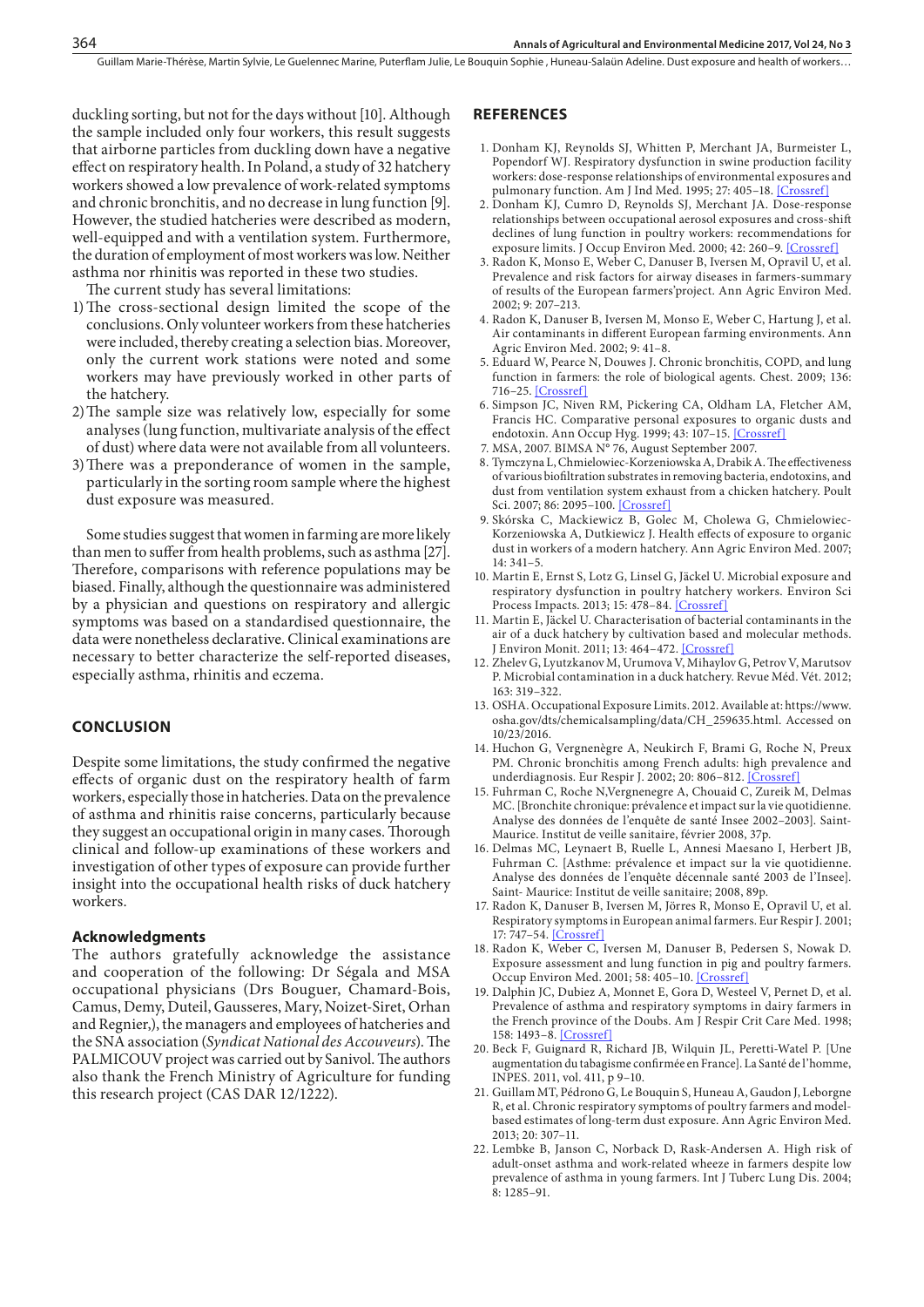duckling sorting, but not for the days without [10]. Although the sample included only four workers, this result suggests that airborne particles from duckling down have a negative effect on respiratory health. In Poland, a study of 32 hatchery workers showed a low prevalence of work-related symptoms and chronic bronchitis, and no decrease in lung function [9]. However, the studied hatcheries were described as modern, well-equipped and with a ventilation system. Furthermore, the duration of employment of most workers was low. Neither asthma nor rhinitis was reported in these two studies.

The current study has several limitations:

1) The cross-sectional design limited the scope of the conclusions. Only volunteer workers from these hatcheries were included, thereby creating a selection bias. Moreover, only the current work stations were noted and some workers may have previously worked in other parts of the hatchery.
2) The sample size was relatively low, especially for some analyses (lung function, multivariate analysis of the effect of dust) where data were not available from all volunteers.
3) There was a preponderance of women in the sample, particularly in the sorting room sample where the highest dust exposure was measured.

Some studies suggest that women in farming are more likely than men to suffer from health problems, such as asthma [27]. Therefore, comparisons with reference populations may be biased. Finally, although the questionnaire was administered by a physician and questions on respiratory and allergic symptoms was based on a standardised questionnaire, the data were nonetheless declarative. Clinical examinations are necessary to better characterize the self-reported diseases, especially asthma, rhinitis and eczema.

## CONCLUSION

Despite some limitations, the study confirmed the negative effects of organic dust on the respiratory health of farm workers, especially those in hatcheries. Data on the prevalence of asthma and rhinitis raise concerns, particularly because they suggest an occupational origin in many cases. Thorough clinical and follow-up examinations of these workers and investigation of other types of exposure can provide further insight into the occupational health risks of duck hatchery workers.

### Acknowledgments

The authors gratefully acknowledge the assistance and cooperation of the following: Dr Ségala and MSA occupational physicians (Drs Bouguer, Chamard-Bois, Camus, Demy, Duteil, Gausseres, Mary, Noizet-Siret, Orhan and Regnier,), the managers and employees of hatcheries and the SNA association (*Syndicat National des Accouveurs*). The PALMICOUV project was carried out by Sanivol. The authors also thank the French Ministry of Agriculture for funding this research project (CAS DAR 12/1222).

## REFERENCES

1. Donham KJ, Reynolds SJ, Whitten P, Merchant JA, Burmeister L, Popendorf WJ. Respiratory dysfunction in swine production facility workers: dose-response relationships of environmental exposures and pulmonary function. Am J Ind Med. 1995; 27: 405–18. [Crossref]
2. Donham KJ, Cumro D, Reynolds SJ, Merchant JA. Dose-response relationships between occupational aerosol exposures and cross-shift declines of lung function in poultry workers: recommendations for exposure limits. J Occup Environ Med. 2000; 42: 260–9. [Crossref]
3. Radon K, Monso E, Weber C, Danuser B, Iversen M, Opravil U, et al. Prevalence and risk factors for airway diseases in farmers-summary of results of the European farmers'project. Ann Agric Environ Med. 2002; 9: 207–213.
4. Radon K, Danuser B, Iversen M, Monso E, Weber C, Hartung J, et al. Air contaminants in different European farming environments. Ann Agric Environ Med. 2002; 9: 41–8.
5. Eduard W, Pearce N, Douwes J. Chronic bronchitis, COPD, and lung function in farmers: the role of biological agents. Chest. 2009; 136: 716–25. [Crossref]
6. Simpson JC, Niven RM, Pickering CA, Oldham LA, Fletcher AM, Francis HC. Comparative personal exposures to organic dusts and endotoxin. Ann Occup Hyg. 1999; 43: 107–15. [Crossref]
7. MSA, 2007. BIMSA N° 76, August September 2007.
8. Tymczyna L, Chmielowiec-Korzeniowska A, Drabik A. The effectiveness of various biofiltration substrates in removing bacteria, endotoxins, and dust from ventilation system exhaust from a chicken hatchery. Poult Sci. 2007; 86: 2095–100. [Crossref]
9. Skórska C, Mackiewicz B, Golec M, Cholewa G, Chmielowiec-Korzeniowska A, Dutkiewicz J. Health effects of exposure to organic dust in workers of a modern hatchery. Ann Agric Environ Med. 2007; 14: 341–5.
10. Martin E, Ernst S, Lotz G, Linsel G, Jäckel U. Microbial exposure and respiratory dysfunction in poultry hatchery workers. Environ Sci Process Impacts. 2013; 15: 478–84. [Crossref]
11. Martin E, Jäckel U. Characterisation of bacterial contaminants in the air of a duck hatchery by cultivation based and molecular methods. J Environ Monit. 2011; 13: 464–472. [Crossref]
12. Zhelev G, Lyutzkanov M, Urumova V, Mihaylov G, Petrov V, Marutsov P. Microbial contamination in a duck hatchery. Revue Méd. Vét. 2012; 163: 319–322.
13. OSHA. Occupational Exposure Limits. 2012. Available at: https://www.osha.gov/dts/chemicalsampling/data/CH_259635.html. Accessed on 10/23/2016.
14. Huchon G, Vergnenègre A, Neukirch F, Brami G, Roche N, Preux PM. Chronic bronchitis among French adults: high prevalence and underdiagnosis. Eur Respir J. 2002; 20: 806–812. [Crossref]
15. Fuhrman C, Roche N,Vergnenegre A, Chouaid C, Zureik M, Delmas MC. [Bronchite chronique: prévalence et impact sur la vie quotidienne. Analyse des données de l'enquête de santé Insee 2002–2003]. Saint-Maurice. Institut de veille sanitaire, février 2008, 37p.
16. Delmas MC, Leynaert B, Ruelle L, Annesi Maesano I, Herbert JB, Fuhrman C. [Asthme: prévalence et impact sur la vie quotidienne. Analyse des données de l'enquête décennale santé 2003 de l'Insee]. Saint- Maurice: Institut de veille sanitaire; 2008, 89p.
17. Radon K, Danuser B, Iversen M, Jörres R, Monso E, Opravil U, et al. Respiratory symptoms in European animal farmers. Eur Respir J. 2001; 17: 747–54. [Crossref]
18. Radon K, Weber C, Iversen M, Danuser B, Pedersen S, Nowak D. Exposure assessment and lung function in pig and poultry farmers. Occup Environ Med. 2001; 58: 405–10. [Crossref]
19. Dalphin JC, Dubiez A, Monnet E, Gora D, Westeel V, Pernet D, et al. Prevalence of asthma and respiratory symptoms in dairy farmers in the French province of the Doubs. Am J Respir Crit Care Med. 1998; 158: 1493–8. [Crossref]
20. Beck F, Guignard R, Richard JB, Wilquin JL, Peretti-Watel P. [Une augmentation du tabagisme confirmée en France]. La Santé de l'homme, INPES. 2011, vol. 411, p 9–10.
21. Guillam MT, Pédrono G, Le Bouquin S, Huneau A, Gaudon J, Leborgne R, et al. Chronic respiratory symptoms of poultry farmers and model-based estimates of long-term dust exposure. Ann Agric Environ Med. 2013; 20: 307–11.
22. Lembke B, Janson C, Norback D, Rask-Andersen A. High risk of adult-onset asthma and work-related wheeze in farmers despite low prevalence of asthma in young farmers. Int J Tuberc Lung Dis. 2004; 8: 1285–91.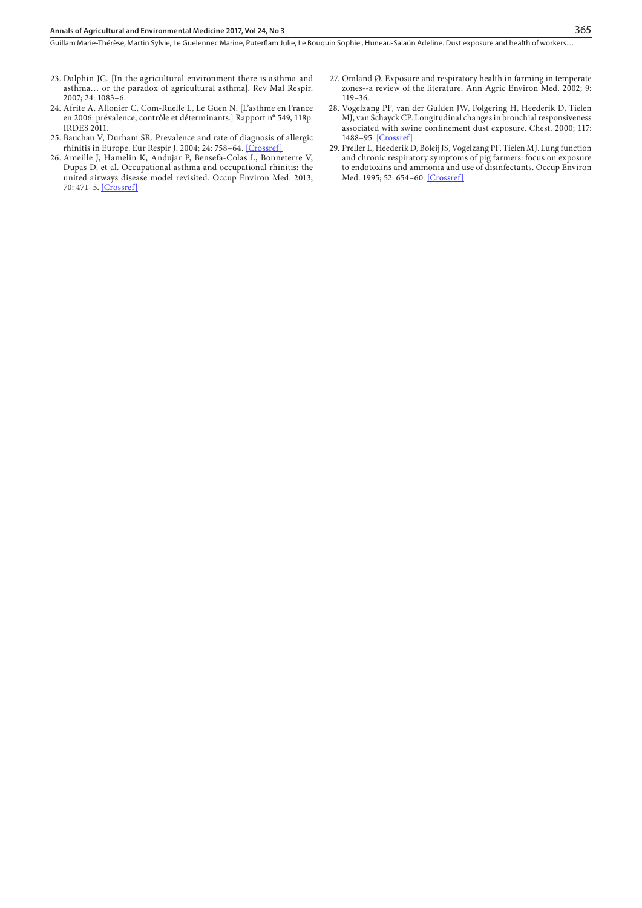23. Dalphin JC. [In the agricultural environment there is asthma and asthma… or the paradox of agricultural asthma]. Rev Mal Respir. 2007; 24: 1083–6.
24. Afrite A, Allonier C, Com-Ruelle L, Le Guen N. [L'asthme en France en 2006: prévalence, contrôle et déterminants.] Rapport n° 549, 118p. IRDES 2011.
25. Bauchau V, Durham SR. Prevalence and rate of diagnosis of allergic rhinitis in Europe. Eur Respir J. 2004; 24: 758–64. [Crossref]
26. Ameille J, Hamelin K, Andujar P, Bensefa-Colas L, Bonneterre V, Dupas D, et al. Occupational asthma and occupational rhinitis: the united airways disease model revisited. Occup Environ Med. 2013; 70: 471–5. [Crossref]
27. Omland Ø. Exposure and respiratory health in farming in temperate zones--a review of the literature. Ann Agric Environ Med. 2002; 9: 119–36.
28. Vogelzang PF, van der Gulden JW, Folgering H, Heederik D, Tielen MJ, van Schayck CP. Longitudinal changes in bronchial responsiveness associated with swine confinement dust exposure. Chest. 2000; 117: 1488–95. [Crossref]
29. Preller L, Heederik D, Boleij JS, Vogelzang PF, Tielen MJ. Lung function and chronic respiratory symptoms of pig farmers: focus on exposure to endotoxins and ammonia and use of disinfectants. Occup Environ Med. 1995; 52: 654–60. [Crossref]